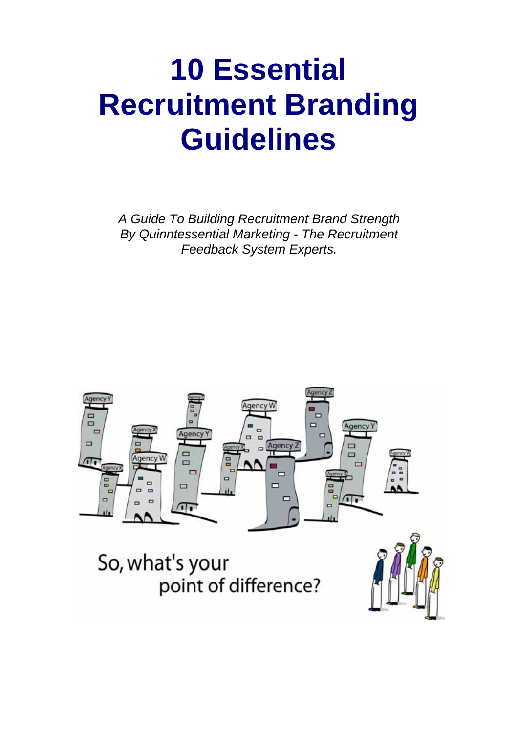# 10 Essential Recruitment Branding Guidelines

*A Guide To Building Recruitment Brand Strength By Quinntessential Marketing - The Recruitment Feedback System Experts.*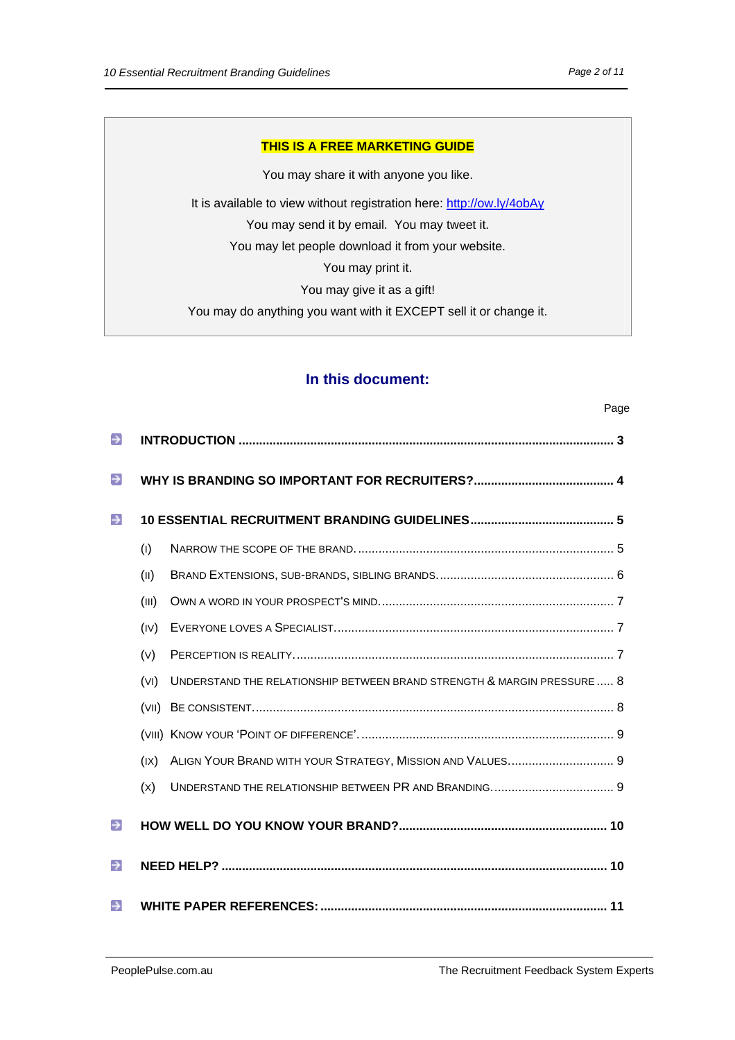**THIS IS A FREE MARKETING GUIDE**

You may share it with anyone you like.

It is available to view without registration here: http://ow.ly/4obAy

You may send it by email. You may tweet it.

You may let people download it from your website.

You may print it.

You may give it as a gift!

You may do anything you want with it EXCEPT sell it or change it.

## In this document:

| | Page |
|---|---|
| **INTRODUCTION** | **3** |
| **WHY IS BRANDING SO IMPORTANT FOR RECRUITERS?** | **4** |
| **10 ESSENTIAL RECRUITMENT BRANDING GUIDELINES** | **5** |
| (I) NARROW THE SCOPE OF THE BRAND. | 5 |
| (II) BRAND EXTENSIONS, SUB-BRANDS, SIBLING BRANDS. | 6 |
| (III) OWN A WORD IN YOUR PROSPECT'S MIND. | 7 |
| (IV) EVERYONE LOVES A SPECIALIST. | 7 |
| (V) PERCEPTION IS REALITY. | 7 |
| (VI) UNDERSTAND THE RELATIONSHIP BETWEEN BRAND STRENGTH & MARGIN PRESSURE | 8 |
| (VII) BE CONSISTENT. | 8 |
| (VIII) KNOW YOUR 'POINT OF DIFFERENCE'. | 9 |
| (IX) ALIGN YOUR BRAND WITH YOUR STRATEGY, MISSION AND VALUES. | 9 |
| (X) UNDERSTAND THE RELATIONSHIP BETWEEN PR AND BRANDING. | 9 |
| **HOW WELL DO YOU KNOW YOUR BRAND?** | **10** |
| **NEED HELP?** | **10** |
| **WHITE PAPER REFERENCES:** | **11** |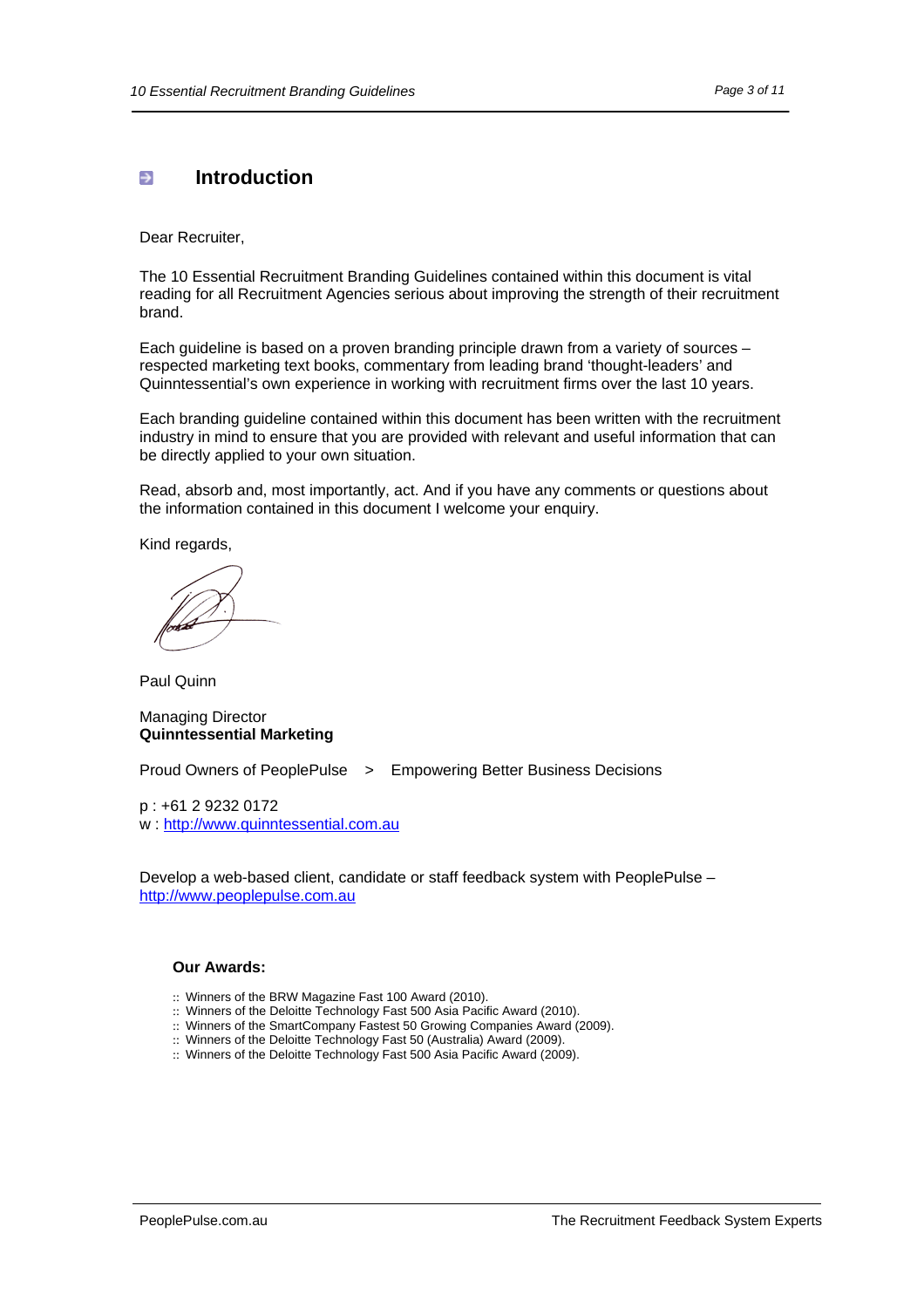## Introduction

Dear Recruiter,

The 10 Essential Recruitment Branding Guidelines contained within this document is vital reading for all Recruitment Agencies serious about improving the strength of their recruitment brand.

Each guideline is based on a proven branding principle drawn from a variety of sources – respected marketing text books, commentary from leading brand 'thought-leaders' and Quinntessential's own experience in working with recruitment firms over the last 10 years.

Each branding guideline contained within this document has been written with the recruitment industry in mind to ensure that you are provided with relevant and useful information that can be directly applied to your own situation.

Read, absorb and, most importantly, act. And if you have any comments or questions about the information contained in this document I welcome your enquiry.

Kind regards,

Paul Quinn

Managing Director
**Quinntessential Marketing**

Proud Owners of PeoplePulse > Empowering Better Business Decisions

p : +61 2 9232 0172
w : http://www.quinntessential.com.au

Develop a web-based client, candidate or staff feedback system with PeoplePulse – http://www.peoplepulse.com.au

**Our Awards:**

:: Winners of the BRW Magazine Fast 100 Award (2010).
:: Winners of the Deloitte Technology Fast 500 Asia Pacific Award (2010).
:: Winners of the SmartCompany Fastest 50 Growing Companies Award (2009).
:: Winners of the Deloitte Technology Fast 50 (Australia) Award (2009).
:: Winners of the Deloitte Technology Fast 500 Asia Pacific Award (2009).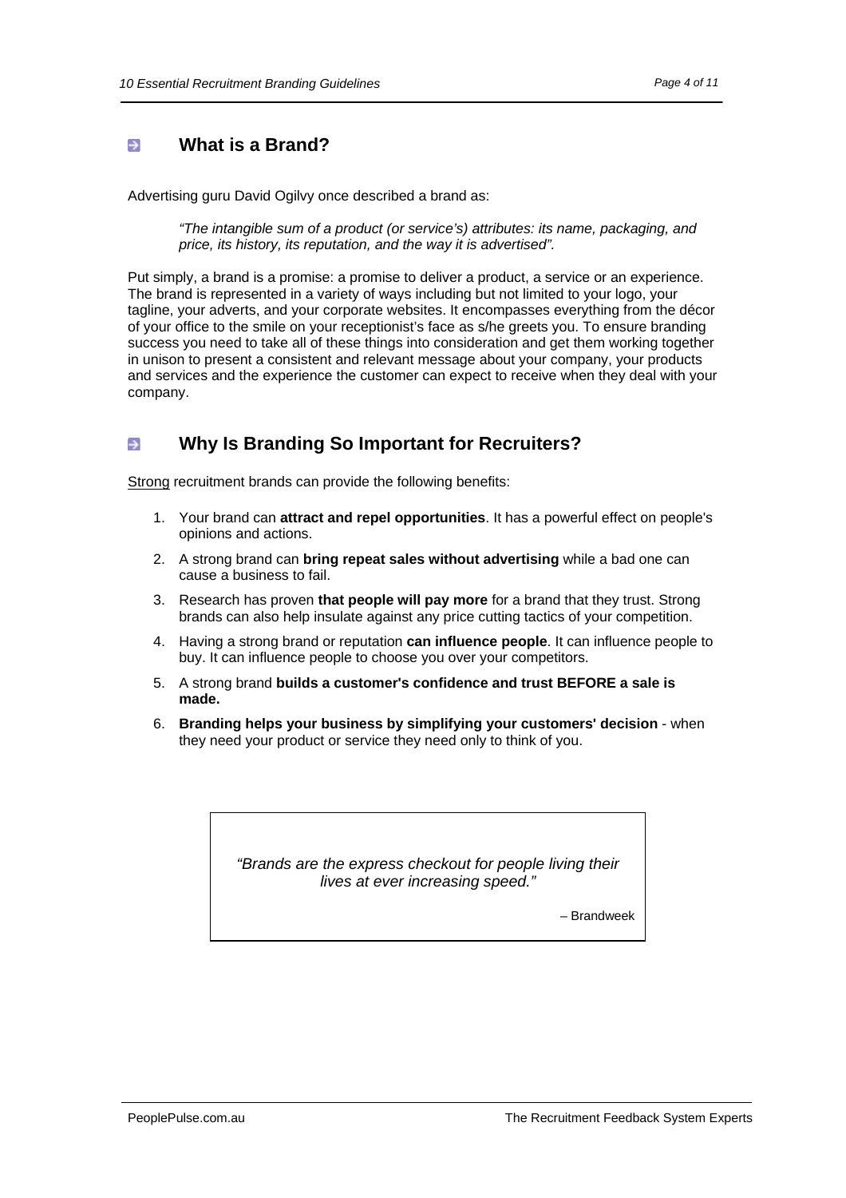## What is a Brand?

Advertising guru David Ogilvy once described a brand as:

> *"The intangible sum of a product (or service's) attributes: its name, packaging, and price, its history, its reputation, and the way it is advertised".*

Put simply, a brand is a promise: a promise to deliver a product, a service or an experience. The brand is represented in a variety of ways including but not limited to your logo, your tagline, your adverts, and your corporate websites. It encompasses everything from the décor of your office to the smile on your receptionist's face as s/he greets you. To ensure branding success you need to take all of these things into consideration and get them working together in unison to present a consistent and relevant message about your company, your products and services and the experience the customer can expect to receive when they deal with your company.

## Why Is Branding So Important for Recruiters?

<u>Strong</u> recruitment brands can provide the following benefits:

1. Your brand can **attract and repel opportunities**. It has a powerful effect on people's opinions and actions.
2. A strong brand can **bring repeat sales without advertising** while a bad one can cause a business to fail.
3. Research has proven **that people will pay more** for a brand that they trust. Strong brands can also help insulate against any price cutting tactics of your competition.
4. Having a strong brand or reputation **can influence people**. It can influence people to buy. It can influence people to choose you over your competitors.
5. A strong brand **builds a customer's confidence and trust BEFORE a sale is made.**
6. **Branding helps your business by simplifying your customers' decision** - when they need your product or service they need only to think of you.

> *"Brands are the express checkout for people living their lives at ever increasing speed."*
>
> – Brandweek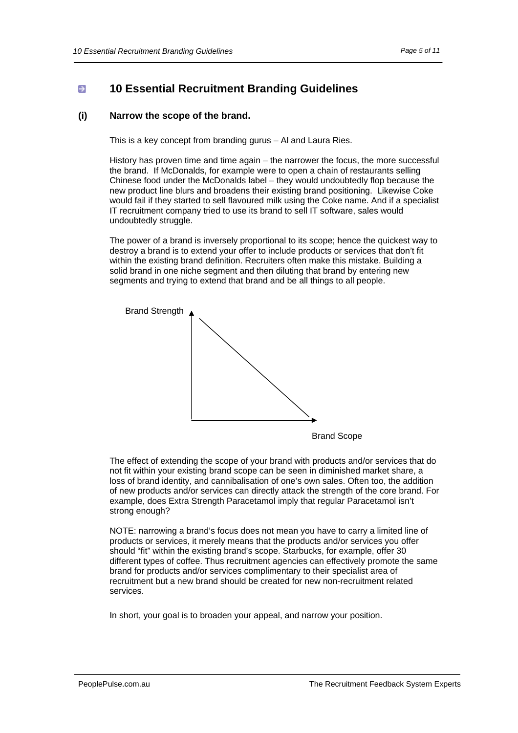## 10 Essential Recruitment Branding Guidelines

### (i) Narrow the scope of the brand.

This is a key concept from branding gurus – Al and Laura Ries.

History has proven time and time again – the narrower the focus, the more successful the brand. If McDonalds, for example were to open a chain of restaurants selling Chinese food under the McDonalds label – they would undoubtedly flop because the new product line blurs and broadens their existing brand positioning. Likewise Coke would fail if they started to sell flavoured milk using the Coke name. And if a specialist IT recruitment company tried to use its brand to sell IT software, sales would undoubtedly struggle.

The power of a brand is inversely proportional to its scope; hence the quickest way to destroy a brand is to extend your offer to include products or services that don't fit within the existing brand definition. Recruiters often make this mistake. Building a solid brand in one niche segment and then diluting that brand by entering new segments and trying to extend that brand and be all things to all people.

Brand Strength

Brand Scope

The effect of extending the scope of your brand with products and/or services that do not fit within your existing brand scope can be seen in diminished market share, a loss of brand identity, and cannibalisation of one's own sales. Often too, the addition of new products and/or services can directly attack the strength of the core brand. For example, does Extra Strength Paracetamol imply that regular Paracetamol isn't strong enough?

NOTE: narrowing a brand's focus does not mean you have to carry a limited line of products or services, it merely means that the products and/or services you offer should "fit" within the existing brand's scope. Starbucks, for example, offer 30 different types of coffee. Thus recruitment agencies can effectively promote the same brand for products and/or services complimentary to their specialist area of recruitment but a new brand should be created for new non-recruitment related services.

In short, your goal is to broaden your appeal, and narrow your position.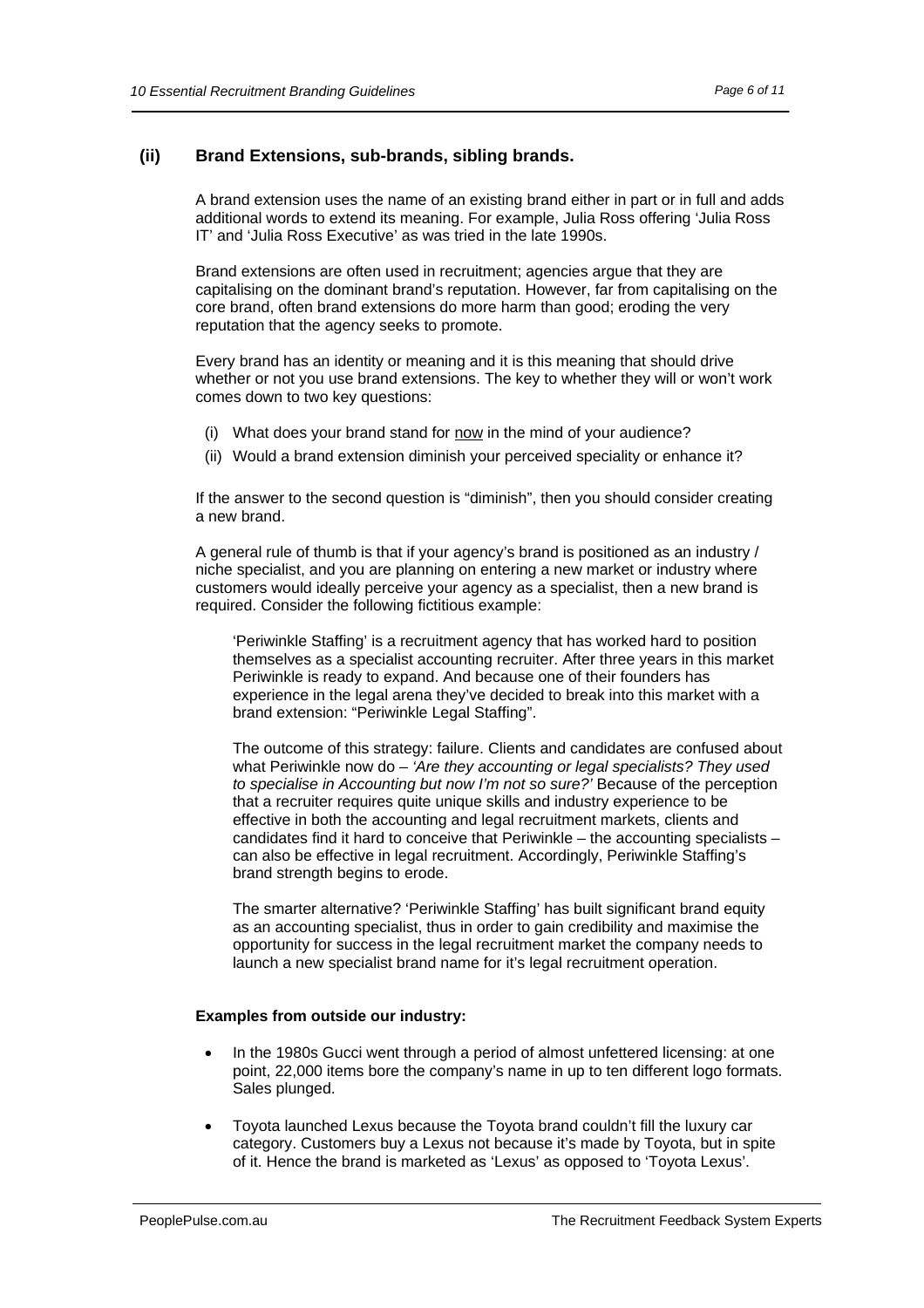### (ii) Brand Extensions, sub-brands, sibling brands.

A brand extension uses the name of an existing brand either in part or in full and adds additional words to extend its meaning. For example, Julia Ross offering 'Julia Ross IT' and 'Julia Ross Executive' as was tried in the late 1990s.

Brand extensions are often used in recruitment; agencies argue that they are capitalising on the dominant brand's reputation. However, far from capitalising on the core brand, often brand extensions do more harm than good; eroding the very reputation that the agency seeks to promote.

Every brand has an identity or meaning and it is this meaning that should drive whether or not you use brand extensions. The key to whether they will or won't work comes down to two key questions:

(i) What does your brand stand for <u>now</u> in the mind of your audience?

(ii) Would a brand extension diminish your perceived speciality or enhance it?

If the answer to the second question is "diminish", then you should consider creating a new brand.

A general rule of thumb is that if your agency's brand is positioned as an industry / niche specialist, and you are planning on entering a new market or industry where customers would ideally perceive your agency as a specialist, then a new brand is required. Consider the following fictitious example:

> 'Periwinkle Staffing' is a recruitment agency that has worked hard to position themselves as a specialist accounting recruiter. After three years in this market Periwinkle is ready to expand. And because one of their founders has experience in the legal arena they've decided to break into this market with a brand extension: "Periwinkle Legal Staffing".
>
> The outcome of this strategy: failure. Clients and candidates are confused about what Periwinkle now do – *'Are they accounting or legal specialists? They used to specialise in Accounting but now I'm not so sure?'* Because of the perception that a recruiter requires quite unique skills and industry experience to be effective in both the accounting and legal recruitment markets, clients and candidates find it hard to conceive that Periwinkle – the accounting specialists – can also be effective in legal recruitment. Accordingly, Periwinkle Staffing's brand strength begins to erode.
>
> The smarter alternative? 'Periwinkle Staffing' has built significant brand equity as an accounting specialist, thus in order to gain credibility and maximise the opportunity for success in the legal recruitment market the company needs to launch a new specialist brand name for it's legal recruitment operation.

**Examples from outside our industry:**

- In the 1980s Gucci went through a period of almost unfettered licensing: at one point, 22,000 items bore the company's name in up to ten different logo formats. Sales plunged.
- Toyota launched Lexus because the Toyota brand couldn't fill the luxury car category. Customers buy a Lexus not because it's made by Toyota, but in spite of it. Hence the brand is marketed as 'Lexus' as opposed to 'Toyota Lexus'.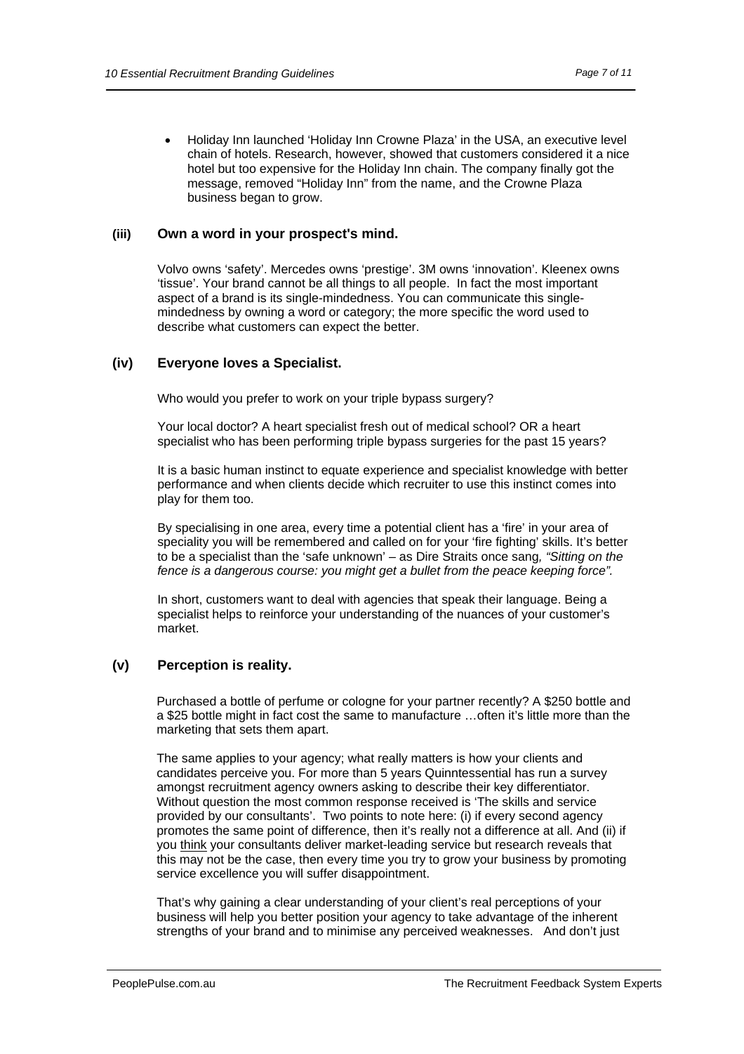- Holiday Inn launched 'Holiday Inn Crowne Plaza' in the USA, an executive level chain of hotels. Research, however, showed that customers considered it a nice hotel but too expensive for the Holiday Inn chain. The company finally got the message, removed "Holiday Inn" from the name, and the Crowne Plaza business began to grow.

### (iii) Own a word in your prospect's mind.

Volvo owns 'safety'. Mercedes owns 'prestige'. 3M owns 'innovation'. Kleenex owns 'tissue'. Your brand cannot be all things to all people. In fact the most important aspect of a brand is its single-mindedness. You can communicate this single-mindedness by owning a word or category; the more specific the word used to describe what customers can expect the better.

### (iv) Everyone loves a Specialist.

Who would you prefer to work on your triple bypass surgery?

Your local doctor? A heart specialist fresh out of medical school? OR a heart specialist who has been performing triple bypass surgeries for the past 15 years?

It is a basic human instinct to equate experience and specialist knowledge with better performance and when clients decide which recruiter to use this instinct comes into play for them too.

By specialising in one area, every time a potential client has a 'fire' in your area of speciality you will be remembered and called on for your 'fire fighting' skills. It's better to be a specialist than the 'safe unknown' – as Dire Straits once sang*, "Sitting on the fence is a dangerous course: you might get a bullet from the peace keeping force".*

In short, customers want to deal with agencies that speak their language. Being a specialist helps to reinforce your understanding of the nuances of your customer's market.

### (v) Perception is reality.

Purchased a bottle of perfume or cologne for your partner recently? A $250 bottle and a $25 bottle might in fact cost the same to manufacture …often it's little more than the marketing that sets them apart.

The same applies to your agency; what really matters is how your clients and candidates perceive you. For more than 5 years Quinntessential has run a survey amongst recruitment agency owners asking to describe their key differentiator. Without question the most common response received is 'The skills and service provided by our consultants'. Two points to note here: (i) if every second agency promotes the same point of difference, then it's really not a difference at all. And (ii) if you <u>think</u> your consultants deliver market-leading service but research reveals that this may not be the case, then every time you try to grow your business by promoting service excellence you will suffer disappointment.

That's why gaining a clear understanding of your client's real perceptions of your business will help you better position your agency to take advantage of the inherent strengths of your brand and to minimise any perceived weaknesses. And don't just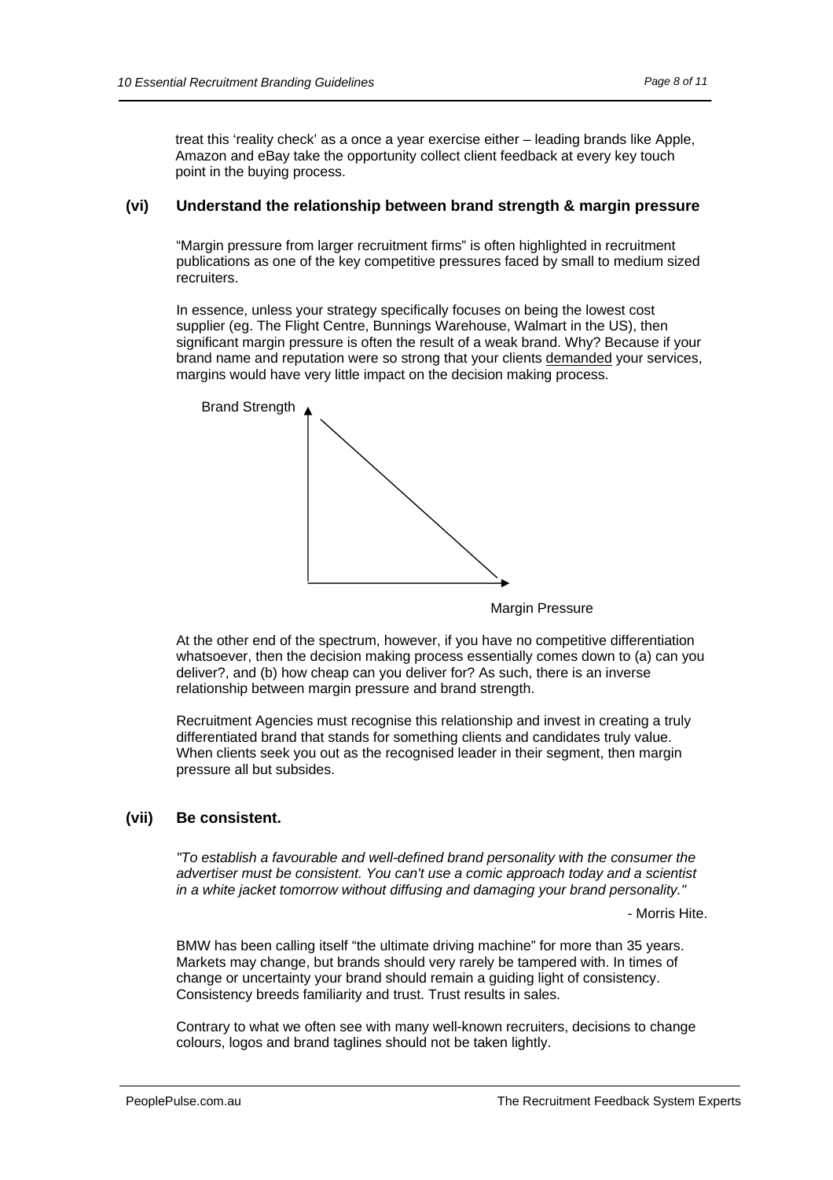treat this 'reality check' as a once a year exercise either – leading brands like Apple, Amazon and eBay take the opportunity collect client feedback at every key touch point in the buying process.

### (vi) Understand the relationship between brand strength & margin pressure

"Margin pressure from larger recruitment firms" is often highlighted in recruitment publications as one of the key competitive pressures faced by small to medium sized recruiters.

In essence, unless your strategy specifically focuses on being the lowest cost supplier (eg. The Flight Centre, Bunnings Warehouse, Walmart in the US), then significant margin pressure is often the result of a weak brand. Why? Because if your brand name and reputation were so strong that your clients <u>demanded</u> your services, margins would have very little impact on the decision making process.

Brand Strength

Margin Pressure

At the other end of the spectrum, however, if you have no competitive differentiation whatsoever, then the decision making process essentially comes down to (a) can you deliver?, and (b) how cheap can you deliver for? As such, there is an inverse relationship between margin pressure and brand strength.

Recruitment Agencies must recognise this relationship and invest in creating a truly differentiated brand that stands for something clients and candidates truly value. When clients seek you out as the recognised leader in their segment, then margin pressure all but subsides.

### (vii) Be consistent.

*"To establish a favourable and well-defined brand personality with the consumer the advertiser must be consistent. You can't use a comic approach today and a scientist in a white jacket tomorrow without diffusing and damaging your brand personality."*

- Morris Hite.

BMW has been calling itself "the ultimate driving machine" for more than 35 years. Markets may change, but brands should very rarely be tampered with. In times of change or uncertainty your brand should remain a guiding light of consistency. Consistency breeds familiarity and trust. Trust results in sales.

Contrary to what we often see with many well-known recruiters, decisions to change colours, logos and brand taglines should not be taken lightly.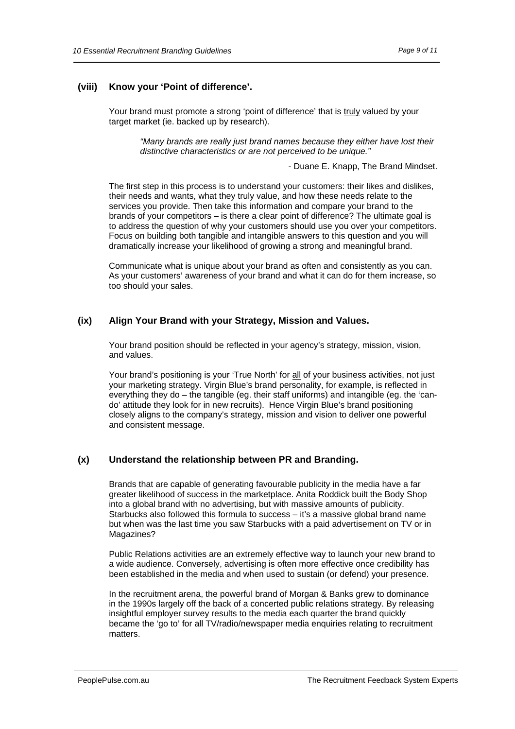### (viii) Know your 'Point of difference'.

Your brand must promote a strong 'point of difference' that is <u>truly</u> valued by your target market (ie. backed up by research).

> *"Many brands are really just brand names because they either have lost their distinctive characteristics or are not perceived to be unique."*
>
> \- Duane E. Knapp, The Brand Mindset.

The first step in this process is to understand your customers: their likes and dislikes, their needs and wants, what they truly value, and how these needs relate to the services you provide. Then take this information and compare your brand to the brands of your competitors – is there a clear point of difference? The ultimate goal is to address the question of why your customers should use you over your competitors. Focus on building both tangible and intangible answers to this question and you will dramatically increase your likelihood of growing a strong and meaningful brand.

Communicate what is unique about your brand as often and consistently as you can. As your customers' awareness of your brand and what it can do for them increase, so too should your sales.

### (ix) Align Your Brand with your Strategy, Mission and Values.

Your brand position should be reflected in your agency's strategy, mission, vision, and values.

Your brand's positioning is your 'True North' for <u>all</u> of your business activities, not just your marketing strategy. Virgin Blue's brand personality, for example, is reflected in everything they do – the tangible (eg. their staff uniforms) and intangible (eg. the 'can-do' attitude they look for in new recruits). Hence Virgin Blue's brand positioning closely aligns to the company's strategy, mission and vision to deliver one powerful and consistent message.

### (x) Understand the relationship between PR and Branding.

Brands that are capable of generating favourable publicity in the media have a far greater likelihood of success in the marketplace. Anita Roddick built the Body Shop into a global brand with no advertising, but with massive amounts of publicity. Starbucks also followed this formula to success – it's a massive global brand name but when was the last time you saw Starbucks with a paid advertisement on TV or in Magazines?

Public Relations activities are an extremely effective way to launch your new brand to a wide audience. Conversely, advertising is often more effective once credibility has been established in the media and when used to sustain (or defend) your presence.

In the recruitment arena, the powerful brand of Morgan & Banks grew to dominance in the 1990s largely off the back of a concerted public relations strategy. By releasing insightful employer survey results to the media each quarter the brand quickly became the 'go to' for all TV/radio/newspaper media enquiries relating to recruitment matters.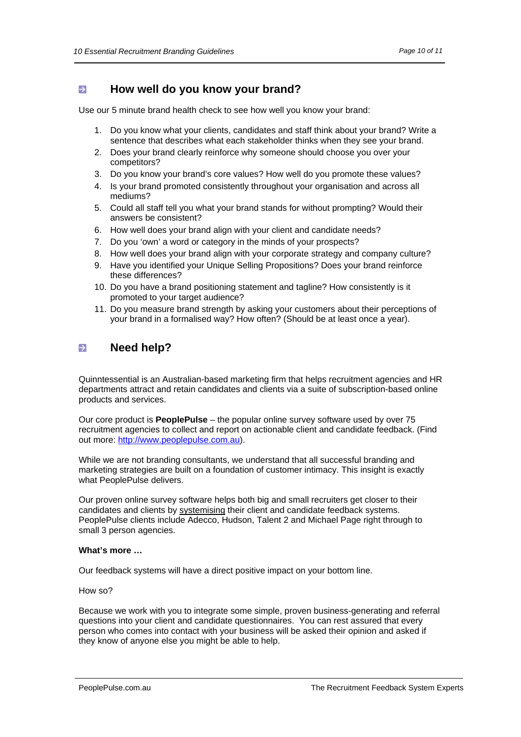## How well do you know your brand?

Use our 5 minute brand health check to see how well you know your brand:

1. Do you know what your clients, candidates and staff think about your brand? Write a sentence that describes what each stakeholder thinks when they see your brand.
2. Does your brand clearly reinforce why someone should choose you over your competitors?
3. Do you know your brand's core values? How well do you promote these values?
4. Is your brand promoted consistently throughout your organisation and across all mediums?
5. Could all staff tell you what your brand stands for without prompting? Would their answers be consistent?
6. How well does your brand align with your client and candidate needs?
7. Do you 'own' a word or category in the minds of your prospects?
8. How well does your brand align with your corporate strategy and company culture?
9. Have you identified your Unique Selling Propositions? Does your brand reinforce these differences?
10. Do you have a brand positioning statement and tagline? How consistently is it promoted to your target audience?
11. Do you measure brand strength by asking your customers about their perceptions of your brand in a formalised way? How often? (Should be at least once a year).

## Need help?

Quinntessential is an Australian-based marketing firm that helps recruitment agencies and HR departments attract and retain candidates and clients via a suite of subscription-based online products and services.

Our core product is **PeoplePulse** – the popular online survey software used by over 75 recruitment agencies to collect and report on actionable client and candidate feedback. (Find out more: http://www.peoplepulse.com.au).

While we are not branding consultants, we understand that all successful branding and marketing strategies are built on a foundation of customer intimacy. This insight is exactly what PeoplePulse delivers.

Our proven online survey software helps both big and small recruiters get closer to their candidates and clients by systemising their client and candidate feedback systems. PeoplePulse clients include Adecco, Hudson, Talent 2 and Michael Page right through to small 3 person agencies.

**What's more …**

Our feedback systems will have a direct positive impact on your bottom line.

How so?

Because we work with you to integrate some simple, proven business-generating and referral questions into your client and candidate questionnaires. You can rest assured that every person who comes into contact with your business will be asked their opinion and asked if they know of anyone else you might be able to help.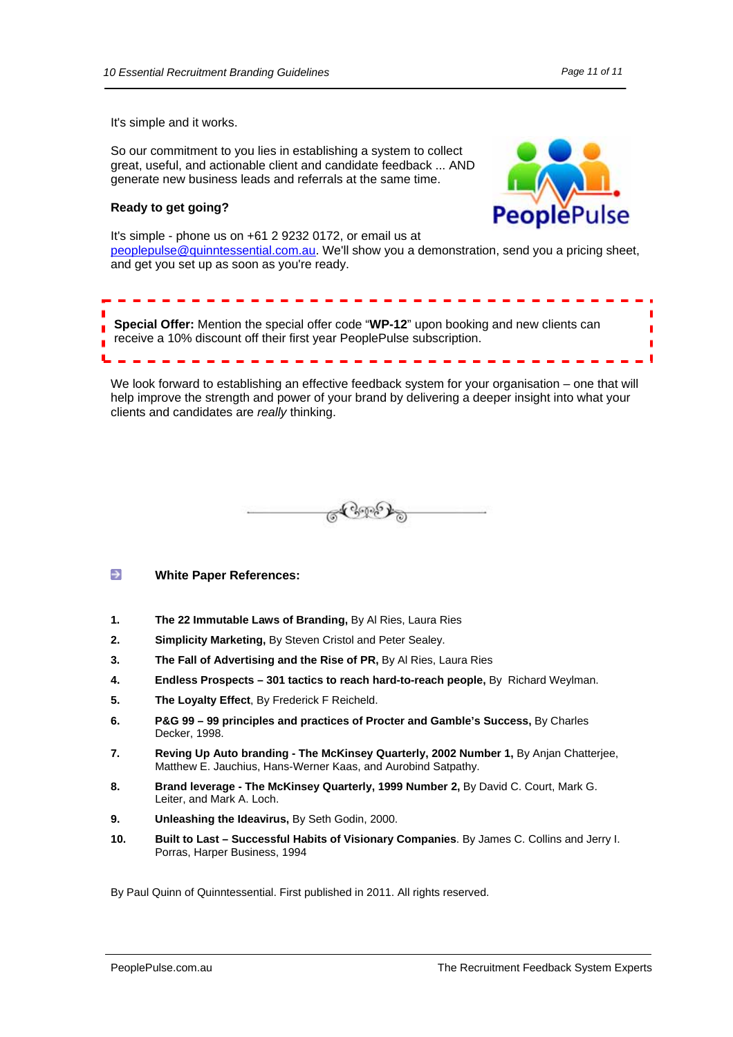It's simple and it works.

So our commitment to you lies in establishing a system to collect great, useful, and actionable client and candidate feedback ... AND generate new business leads and referrals at the same time.

**Ready to get going?**

It's simple - phone us on +61 2 9232 0172, or email us at peoplepulse@quinntessential.com.au. We'll show you a demonstration, send you a pricing sheet, and get you set up as soon as you're ready.

> **Special Offer:** Mention the special offer code "**WP-12**" upon booking and new clients can receive a 10% discount off their first year PeoplePulse subscription.

We look forward to establishing an effective feedback system for your organisation – one that will help improve the strength and power of your brand by delivering a deeper insight into what your clients and candidates are *really* thinking.

## White Paper References:

1. **The 22 Immutable Laws of Branding,** By Al Ries, Laura Ries
2. **Simplicity Marketing,** By Steven Cristol and Peter Sealey.
3. **The Fall of Advertising and the Rise of PR,** By Al Ries, Laura Ries
4. **Endless Prospects – 301 tactics to reach hard-to-reach people,** By Richard Weylman.
5. **The Loyalty Effect**, By Frederick F Reicheld.
6. **P&G 99 – 99 principles and practices of Procter and Gamble's Success,** By Charles Decker, 1998.
7. **Reving Up Auto branding - The McKinsey Quarterly, 2002 Number 1,** By Anjan Chatterjee, Matthew E. Jauchius, Hans-Werner Kaas, and Aurobind Satpathy.
8. **Brand leverage - The McKinsey Quarterly, 1999 Number 2,** By David C. Court, Mark G. Leiter, and Mark A. Loch.
9. **Unleashing the Ideavirus,** By Seth Godin, 2000.
10. **Built to Last – Successful Habits of Visionary Companies**. By James C. Collins and Jerry I. Porras, Harper Business, 1994

By Paul Quinn of Quinntessential. First published in 2011. All rights reserved.